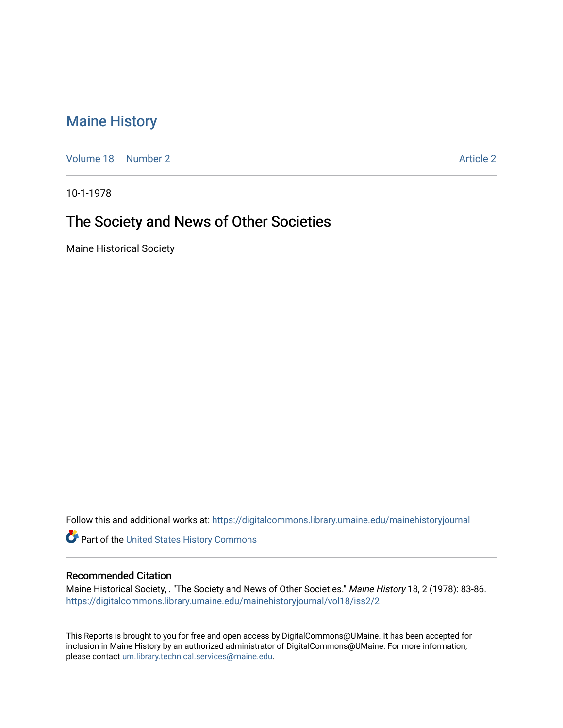# Maine History

Volume 18 | Number 2 | Article 2

10-1-1978

## The Society and News of Other Societies

Maine Historical Society

Follow this and additional works at: https://digitalcommons.library.umaine.edu/mainehistoryjournal

Part of the United States History Commons

### Recommended Citation

Maine Historical Society, . "The Society and News of Other Societies." *Maine History* 18, 2 (1978): 83-86.
https://digitalcommons.library.umaine.edu/mainehistoryjournal/vol18/iss2/2

This Reports is brought to you for free and open access by DigitalCommons@UMaine. It has been accepted for inclusion in Maine History by an authorized administrator of DigitalCommons@UMaine. For more information, please contact um.library.technical.services@maine.edu.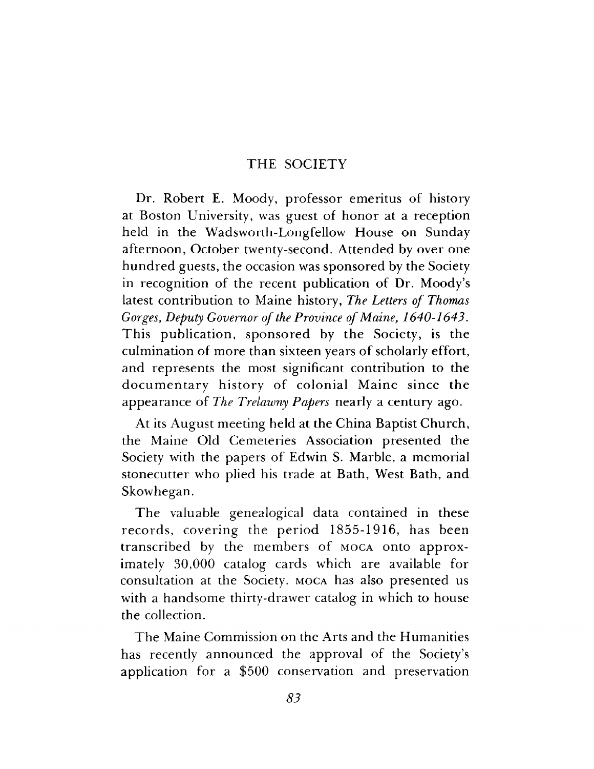## THE SOCIETY

Dr. Robert E. Moody, professor emeritus of history at Boston University, was guest of honor at a reception held in the Wadsworth-Longfellow House on Sunday afternoon, October twenty-second. Attended by over one hundred guests, the occasion was sponsored by the Society in recognition of the recent publication of Dr. Moody's latest contribution to Maine history, *The Letters of Thomas Gorges, Deputy Governor of the Province of Maine, 1640-1643*. This publication, sponsored by the Society, is the culmination of more than sixteen years of scholarly effort, and represents the most significant contribution to the documentary history of colonial Maine since the appearance of *The Trelawny Papers* nearly a century ago.

At its August meeting held at the China Baptist Church, the Maine Old Cemeteries Association presented the Society with the papers of Edwin S. Marble, a memorial stonecutter who plied his trade at Bath, West Bath, and Skowhegan.

The valuable genealogical data contained in these records, covering the period 1855-1916, has been transcribed by the members of MOCA onto approximately 30,000 catalog cards which are available for consultation at the Society. MOCA has also presented us with a handsome thirty-drawer catalog in which to house the collection.

The Maine Commission on the Arts and the Humanities has recently announced the approval of the Society's application for a $500 conservation and preservation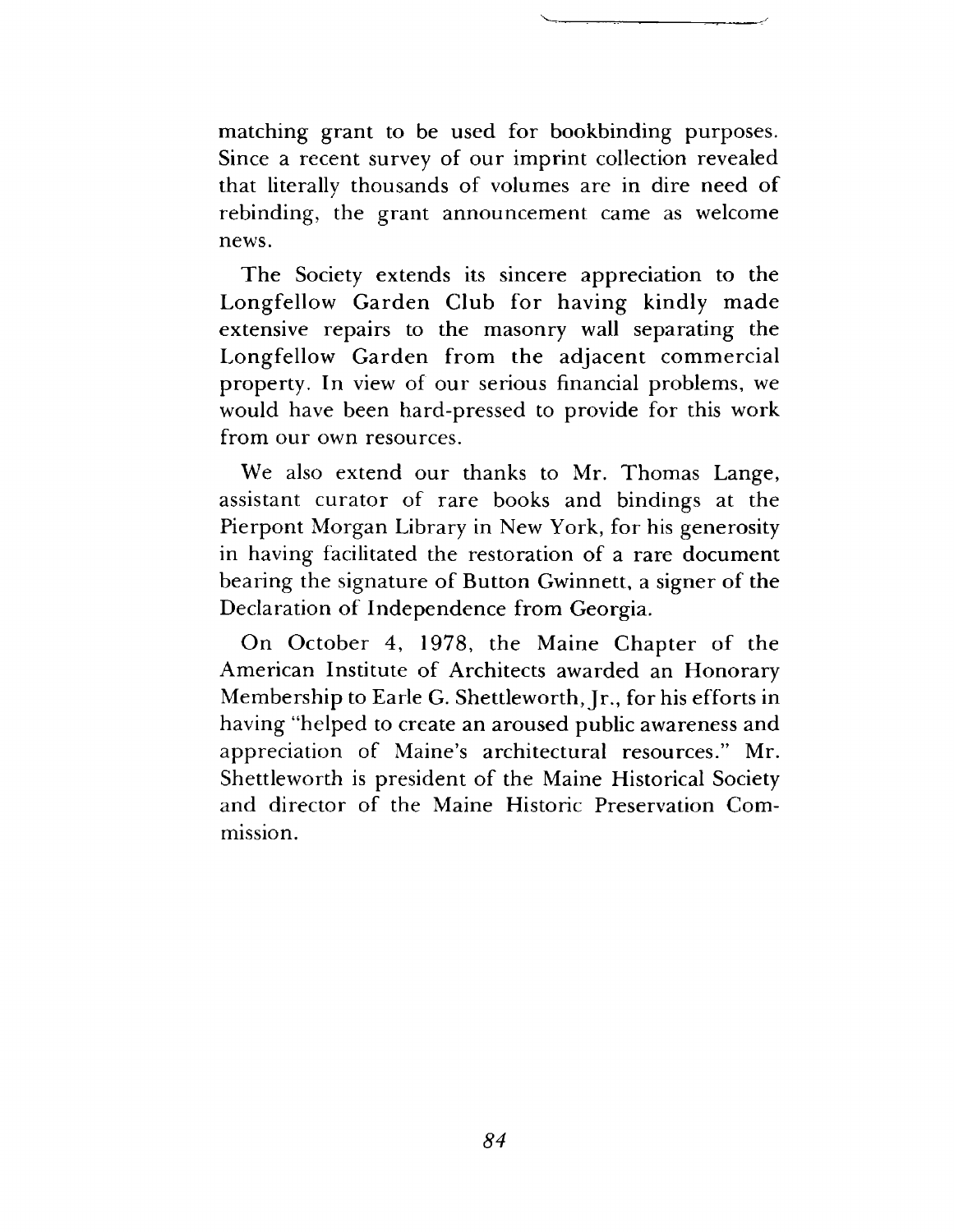matching grant to be used for bookbinding purposes. Since a recent survey of our imprint collection revealed that literally thousands of volumes are in dire need of rebinding, the grant announcement came as welcome news.

The Society extends its sincere appreciation to the Longfellow Garden Club for having kindly made extensive repairs to the masonry wall separating the Longfellow Garden from the adjacent commercial property. In view of our serious financial problems, we would have been hard-pressed to provide for this work from our own resources.

We also extend our thanks to Mr. Thomas Lange, assistant curator of rare books and bindings at the Pierpont Morgan Library in New York, for his generosity in having facilitated the restoration of a rare document bearing the signature of Button Gwinnett, a signer of the Declaration of Independence from Georgia.

On October 4, 1978, the Maine Chapter of the American Institute of Architects awarded an Honorary Membership to Earle G. Shettleworth, Jr., for his efforts in having "helped to create an aroused public awareness and appreciation of Maine's architectural resources." Mr. Shettleworth is president of the Maine Historical Society and director of the Maine Historic Preservation Commission.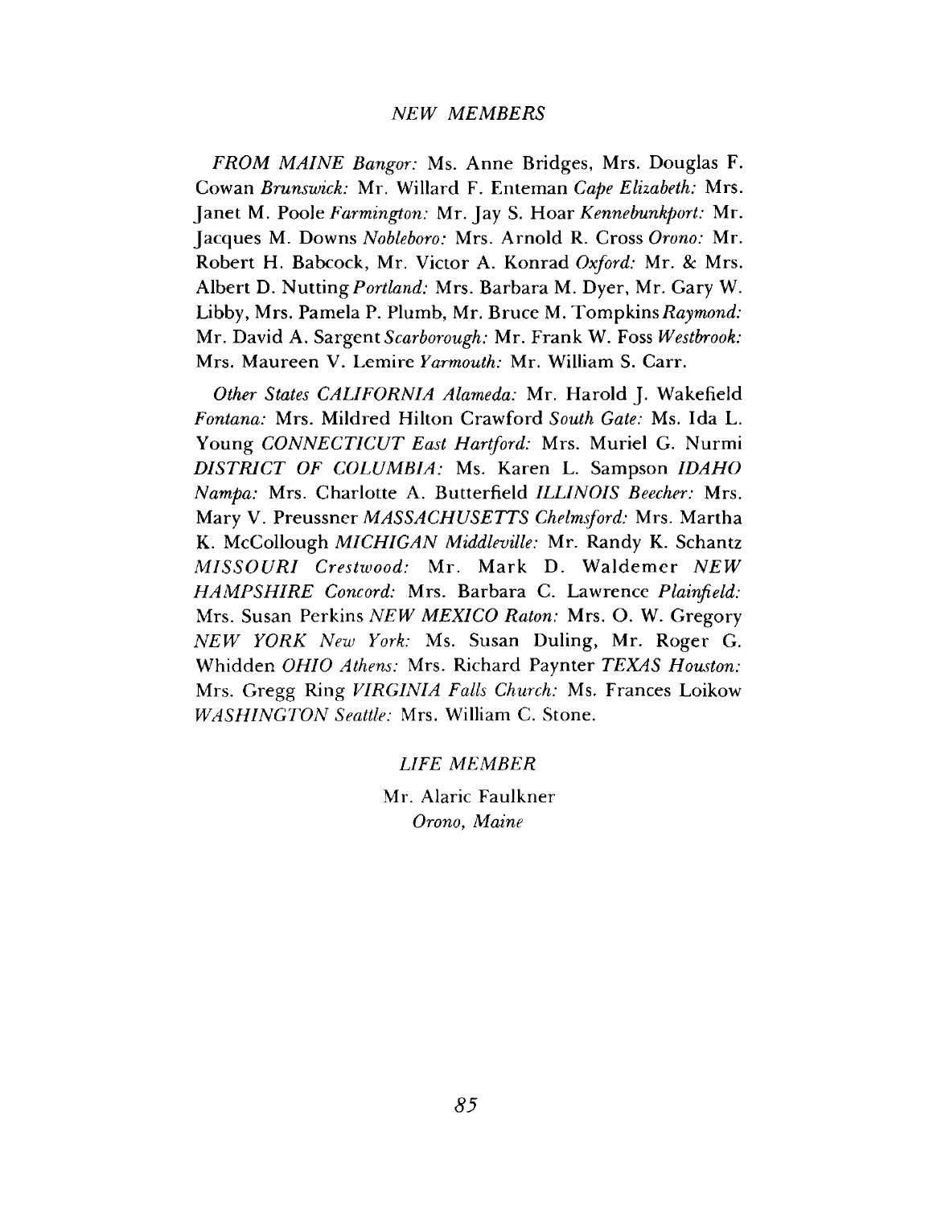## *NEW MEMBERS*

*FROM MAINE Bangor:* Ms. Anne Bridges, Mrs. Douglas F. Cowan *Brunswick:* Mr. Willard F. Enteman *Cape Elizabeth:* Mrs. Janet M. Poole *Farmington:* Mr. Jay S. Hoar *Kennebunkport:* Mr. Jacques M. Downs *Nobleboro:* Mrs. Arnold R. Cross *Orono:* Mr. Robert H. Babcock, Mr. Victor A. Konrad *Oxford:* Mr. & Mrs. Albert D. Nutting *Portland:* Mrs. Barbara M. Dyer, Mr. Gary W. Libby, Mrs. Pamela P. Plumb, Mr. Bruce M. Tompkins *Raymond:* Mr. David A. Sargent *Scarborough:* Mr. Frank W. Foss *Westbrook:* Mrs. Maureen V. Lemire *Yarmouth:* Mr. William S. Carr.

*Other States CALIFORNIA Alameda:* Mr. Harold J. Wakefield *Fontana:* Mrs. Mildred Hilton Crawford *South Gate:* Ms. Ida L. Young *CONNECTICUT East Hartford:* Mrs. Muriel G. Nurmi *DISTRICT OF COLUMBIA:* Ms. Karen L. Sampson *IDAHO Nampa:* Mrs. Charlotte A. Butterfield *ILLINOIS Beecher:* Mrs. Mary V. Preussner *MASSACHUSETTS Chelmsford:* Mrs. Martha K. McCollough *MICHIGAN Middleville:* Mr. Randy K. Schantz *MISSOURI Crestwood:* Mr. Mark D. Waldemer *NEW HAMPSHIRE Concord:* Mrs. Barbara C. Lawrence *Plainfield:* Mrs. Susan Perkins *NEW MEXICO Raton:* Mrs. O. W. Gregory *NEW YORK New York:* Ms. Susan Duling, Mr. Roger G. Whidden *OHIO Athens:* Mrs. Richard Paynter *TEXAS Houston:* Mrs. Gregg Ring *VIRGINIA Falls Church:* Ms. Frances Loikow *WASHINGTON Seattle:* Mrs. William C. Stone.

## *LIFE MEMBER*

Mr. Alaric Faulkner
*Orono, Maine*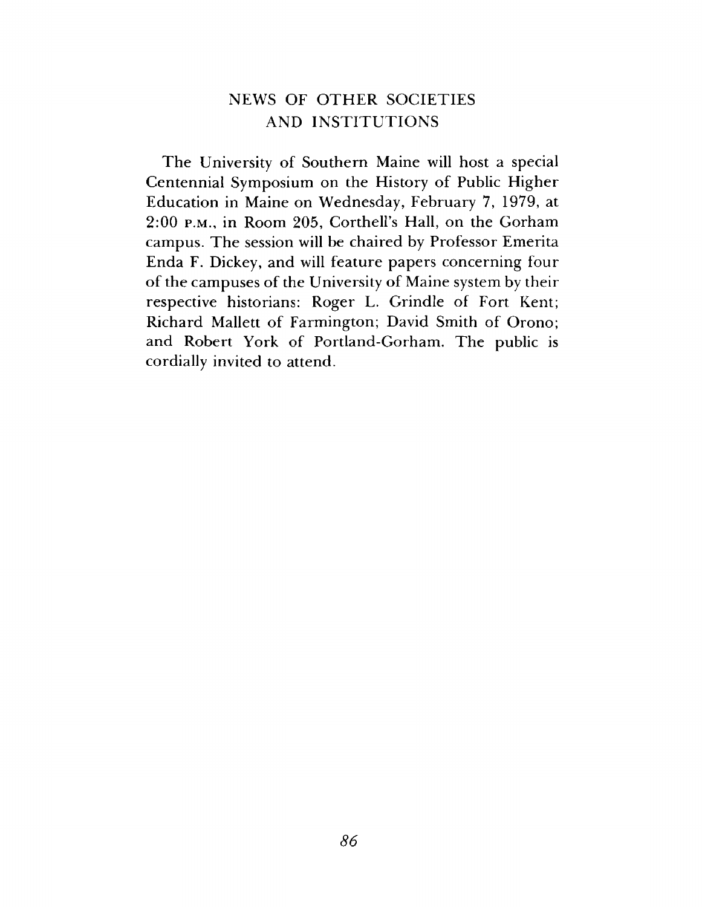## NEWS OF OTHER SOCIETIES AND INSTITUTIONS

The University of Southern Maine will host a special Centennial Symposium on the History of Public Higher Education in Maine on Wednesday, February 7, 1979, at 2:00 P.M., in Room 205, Corthell's Hall, on the Gorham campus. The session will be chaired by Professor Emerita Enda F. Dickey, and will feature papers concerning four of the campuses of the University of Maine system by their respective historians: Roger L. Grindle of Fort Kent; Richard Mallett of Farmington; David Smith of Orono; and Robert York of Portland-Gorham. The public is cordially invited to attend.